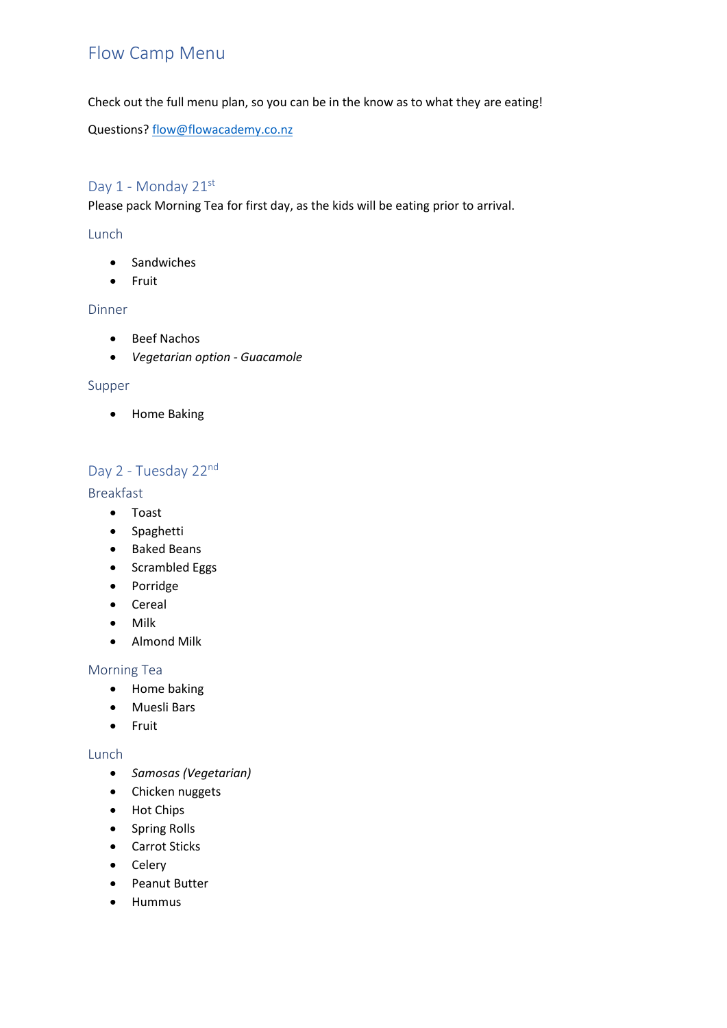# Flow Camp Menu

Check out the full menu plan, so you can be in the know as to what they are eating!

Questions? [flow@flowacademy.co.nz](mailto:flow@flowacademy.co.nz)

## Day 1 - Monday 21st

Please pack Morning Tea for first day, as the kids will be eating prior to arrival.

### Lunch

- Sandwiches
- Fruit

### Dinner

- Beef Nachos
- *Vegetarian option - Guacamole*

### Supper

- Home Baking

## Day 2 - Tuesday 22nd

### Breakfast

- Toast
- Spaghetti
- Baked Beans
- Scrambled Eggs
- Porridge
- Cereal
- Milk
- Almond Milk

### Morning Tea

- Home baking
- Muesli Bars
- Fruit

### Lunch

- *Samosas (Vegetarian)*
- Chicken nuggets
- Hot Chips
- Spring Rolls
- Carrot Sticks
- Celery
- Peanut Butter
- Hummus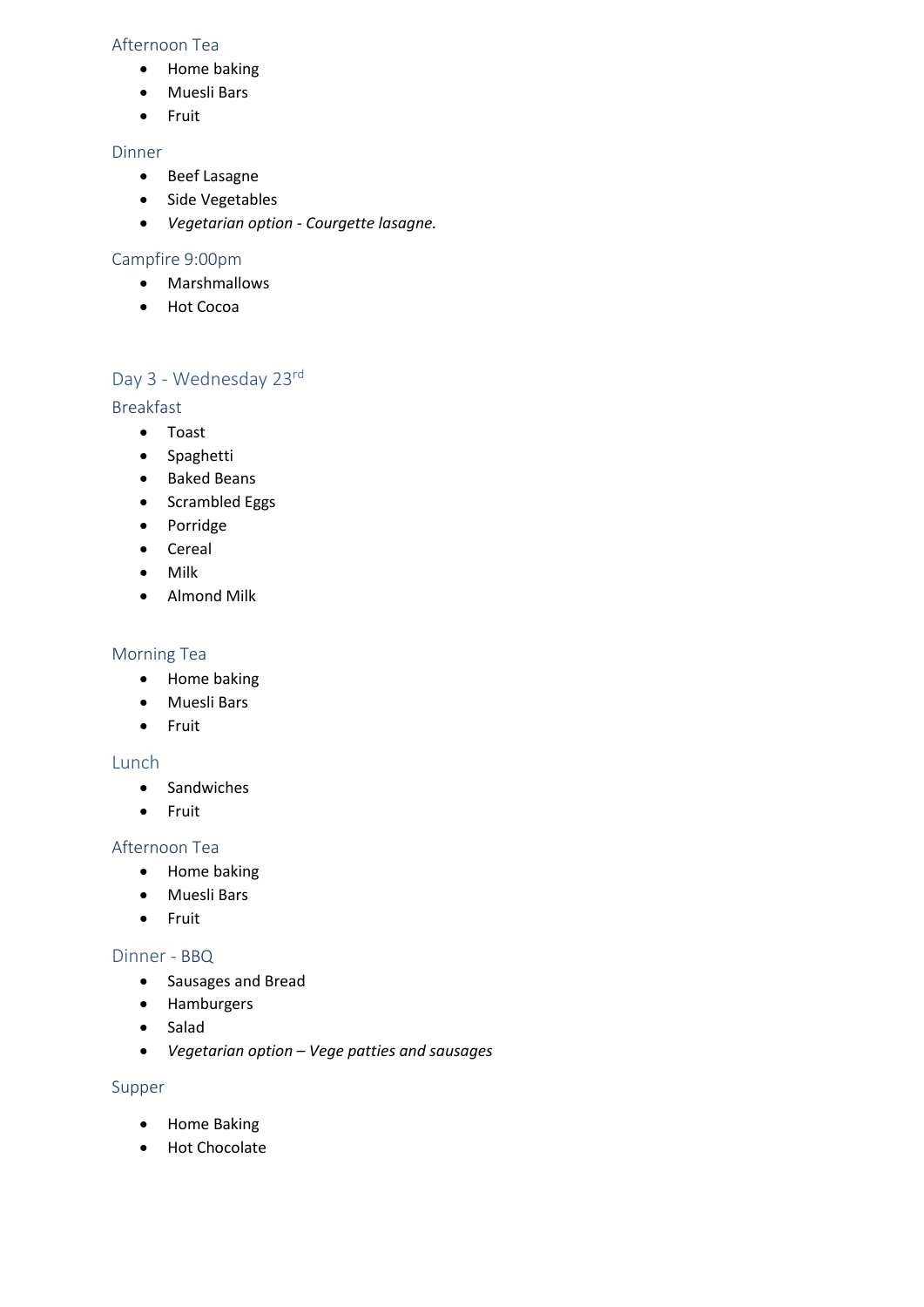### Afternoon Tea

- Home baking
- Muesli Bars
- Fruit

### Dinner

- Beef Lasagne
- Side Vegetables
- *Vegetarian option - Courgette lasagne.*

### Campfire 9:00pm

- Marshmallows
- Hot Cocoa

## Day 3 - Wednesday 23rd

### Breakfast

- Toast
- Spaghetti
- Baked Beans
- Scrambled Eggs
- Porridge
- Cereal
- Milk
- Almond Milk

### Morning Tea

- Home baking
- Muesli Bars
- Fruit

### Lunch

- Sandwiches
- Fruit

### Afternoon Tea

- Home baking
- Muesli Bars
- Fruit

### Dinner - BBQ

- Sausages and Bread
- Hamburgers
- Salad
- *Vegetarian option – Vege patties and sausages*

### Supper

- Home Baking
- Hot Chocolate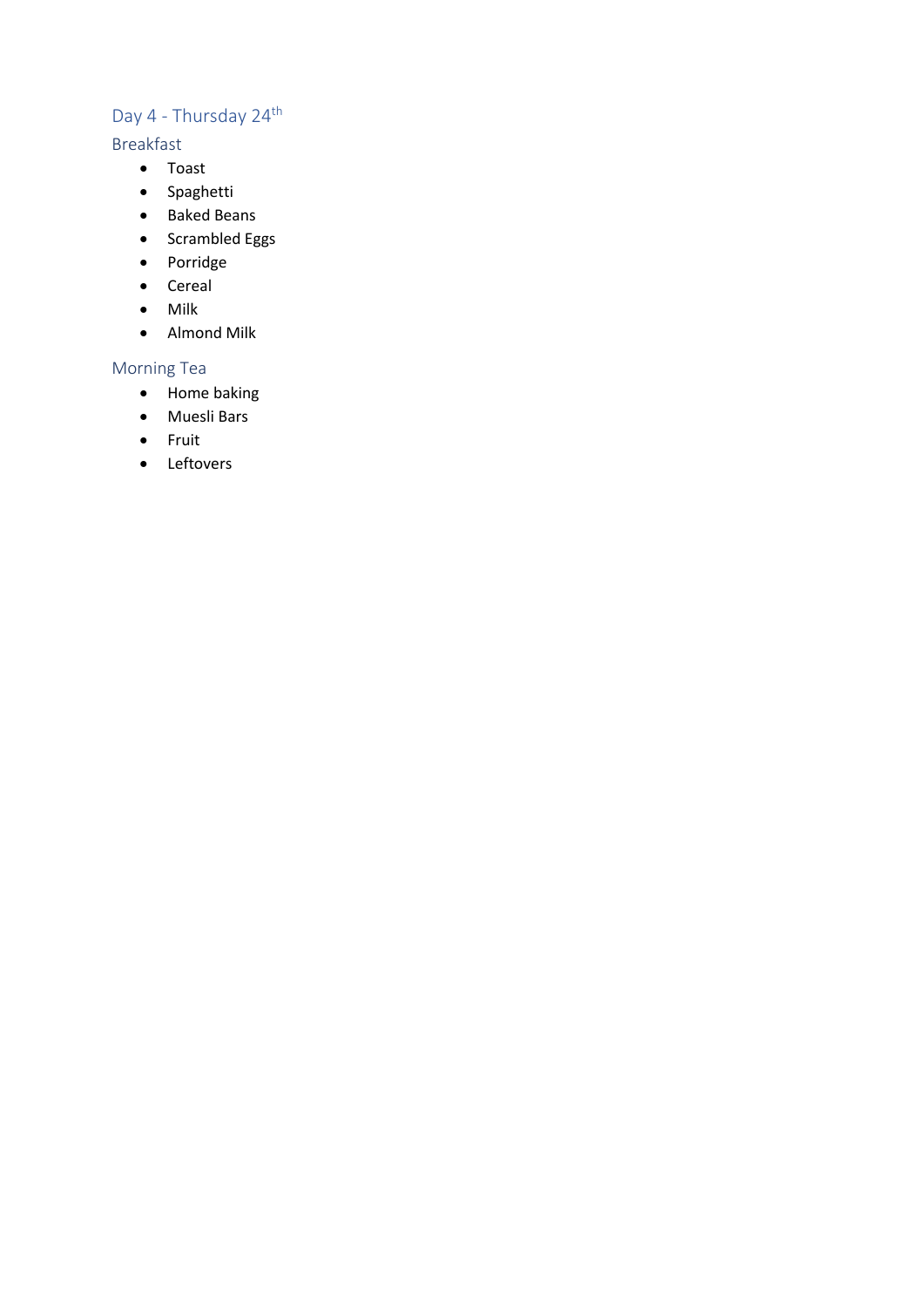## Day 4 - Thursday 24th

### Breakfast

- Toast
- Spaghetti
- Baked Beans
- Scrambled Eggs
- Porridge
- Cereal
- Milk
- Almond Milk

### Morning Tea

- Home baking
- Muesli Bars
- Fruit
- Leftovers